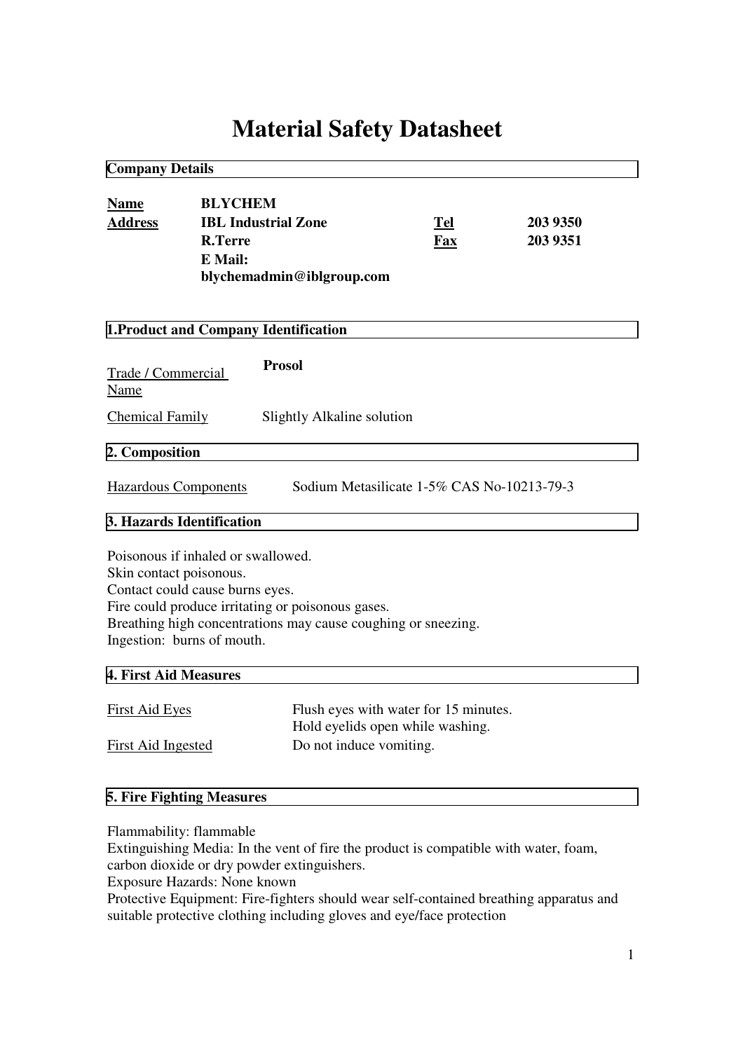# Material Safety Datasheet

## Company Details

| | | | |
|---|---|---|---|
| **Name** | **BLYCHEM** | | |
| **Address** | **IBL Industrial Zone** | **Tel** | **203 9350** |
| | **R.Terre** | **Fax** | **203 9351** |
| | **E Mail: blychemadmin@iblgroup.com** | | |

## 1.Product and Company Identification

Trade / Commercial Name **Prosol**

Chemical Family Slightly Alkaline solution

## 2. Composition

Hazardous Components Sodium Metasilicate 1-5% CAS No-10213-79-3

## 3. Hazards Identification

Poisonous if inhaled or swallowed.
Skin contact poisonous.
Contact could cause burns eyes.
Fire could produce irritating or poisonous gases.
Breathing high concentrations may cause coughing or sneezing.
Ingestion: burns of mouth.

## 4. First Aid Measures

First Aid Eyes Flush eyes with water for 15 minutes.
Hold eyelids open while washing.

First Aid Ingested Do not induce vomiting.

## 5. Fire Fighting Measures

Flammability: flammable
Extinguishing Media: In the vent of fire the product is compatible with water, foam, carbon dioxide or dry powder extinguishers.
Exposure Hazards: None known
Protective Equipment: Fire-fighters should wear self-contained breathing apparatus and suitable protective clothing including gloves and eye/face protection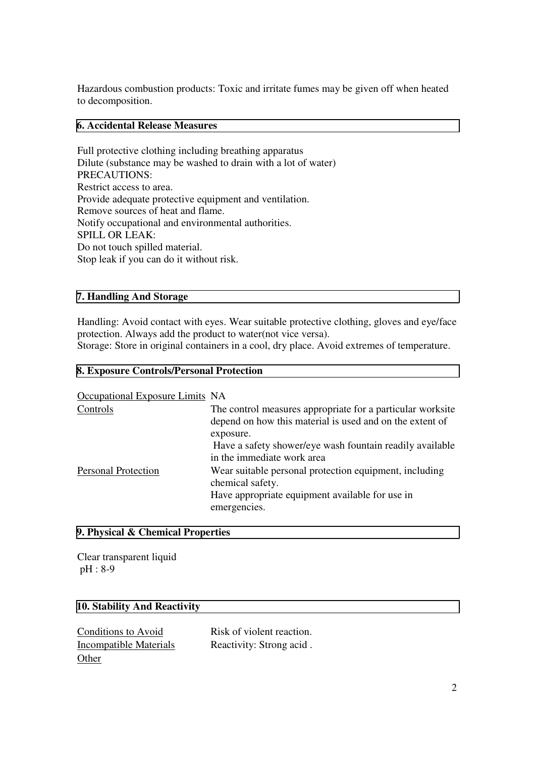Hazardous combustion products: Toxic and irritate fumes may be given off when heated to decomposition.

## 6. Accidental Release Measures

Full protective clothing including breathing apparatus
Dilute (substance may be washed to drain with a lot of water)
PRECAUTIONS:
Restrict access to area.
Provide adequate protective equipment and ventilation.
Remove sources of heat and flame.
Notify occupational and environmental authorities.
SPILL OR LEAK:
Do not touch spilled material.
Stop leak if you can do it without risk.

## 7. Handling And Storage

Handling: Avoid contact with eyes. Wear suitable protective clothing, gloves and eye/face protection. Always add the product to water(not vice versa).
Storage: Store in original containers in a cool, dry place. Avoid extremes of temperature.

## 8. Exposure Controls/Personal Protection

| | |
|---|---|
| Occupational Exposure Limits | NA |
| Controls | The control measures appropriate for a particular worksite depend on how this material is used and on the extent of exposure. Have a safety shower/eye wash fountain readily available in the immediate work area |
| Personal Protection | Wear suitable personal protection equipment, including chemical safety. Have appropriate equipment available for use in emergencies. |

## 9. Physical & Chemical Properties

Clear transparent liquid
pH : 8-9

## 10. Stability And Reactivity

| | |
|---|---|
| Conditions to Avoid | Risk of violent reaction. |
| Incompatible Materials | Reactivity: Strong acid . |
| Other | |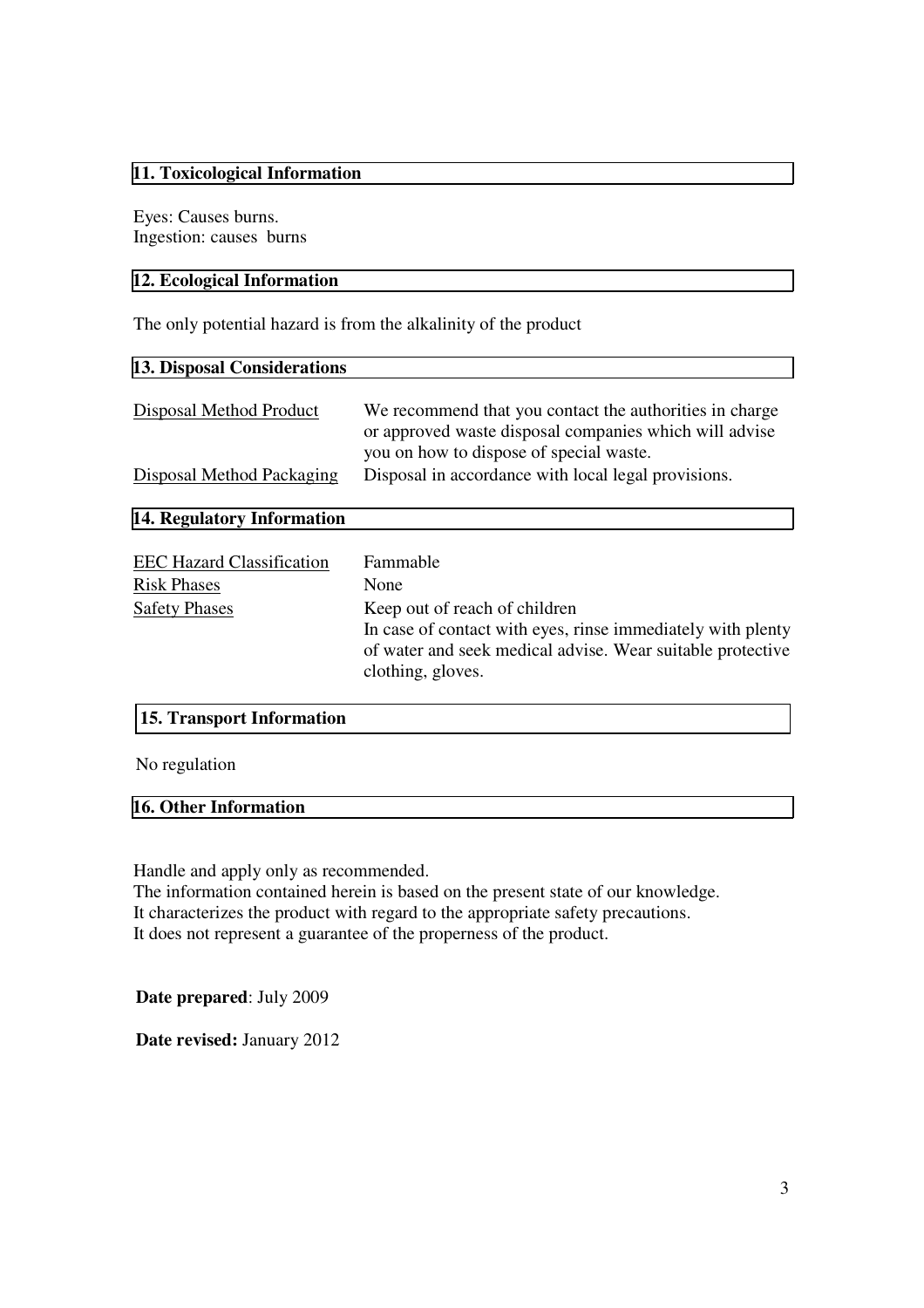## 11. Toxicological Information

Eyes: Causes burns.
Ingestion: causes burns

## 12. Ecological Information

The only potential hazard is from the alkalinity of the product

## 13. Disposal Considerations

| | |
|---|---|
| Disposal Method Product | We recommend that you contact the authorities in charge or approved waste disposal companies which will advise you on how to dispose of special waste. |
| Disposal Method Packaging | Disposal in accordance with local legal provisions. |

## 14. Regulatory Information

| | |
|---|---|
| EEC Hazard Classification | Fammable |
| Risk Phases | None |
| Safety Phases | Keep out of reach of children<br>In case of contact with eyes, rinse immediately with plenty of water and seek medical advise. Wear suitable protective clothing, gloves. |

## 15. Transport Information

No regulation

## 16. Other Information

Handle and apply only as recommended.
The information contained herein is based on the present state of our knowledge.
It characterizes the product with regard to the appropriate safety precautions.
It does not represent a guarantee of the properness of the product.

**Date prepared**: July 2009

**Date revised:** January 2012